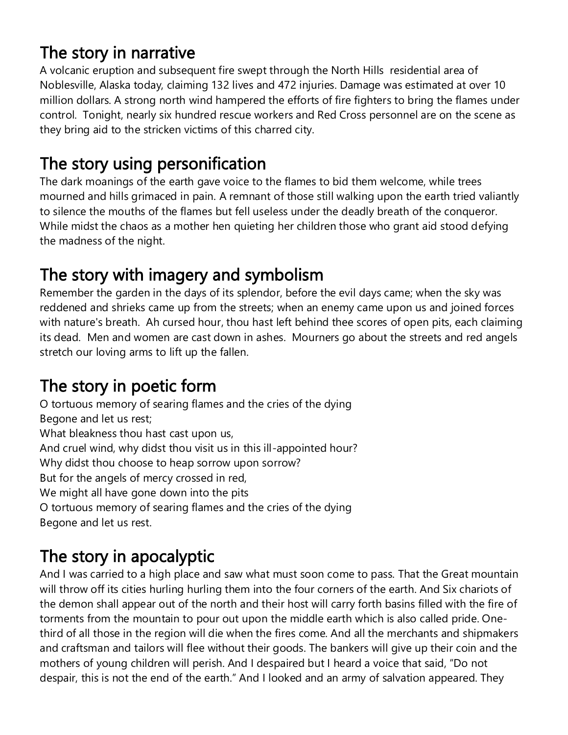## The story in narrative

A volcanic eruption and subsequent fire swept through the North Hills residential area of Noblesville, Alaska today, claiming 132 lives and 472 injuries. Damage was estimated at over 10 million dollars. A strong north wind hampered the efforts of fire fighters to bring the flames under control. Tonight, nearly six hundred rescue workers and Red Cross personnel are on the scene as they bring aid to the stricken victims of this charred city.

## The story using personification

The dark moanings of the earth gave voice to the flames to bid them welcome, while trees mourned and hills grimaced in pain. A remnant of those still walking upon the earth tried valiantly to silence the mouths of the flames but fell useless under the deadly breath of the conqueror. While midst the chaos as a mother hen quieting her children those who grant aid stood defying the madness of the night.

## The story with imagery and symbolism

Remember the garden in the days of its splendor, before the evil days came; when the sky was reddened and shrieks came up from the streets; when an enemy came upon us and joined forces with nature's breath. Ah cursed hour, thou hast left behind thee scores of open pits, each claiming its dead. Men and women are cast down in ashes. Mourners go about the streets and red angels stretch our loving arms to lift up the fallen.

## The story in poetic form

O tortuous memory of searing flames and the cries of the dying  
Begone and let us rest;  
What bleakness thou hast cast upon us,  
And cruel wind, why didst thou visit us in this ill-appointed hour?  
Why didst thou choose to heap sorrow upon sorrow?  
But for the angels of mercy crossed in red,  
We might all have gone down into the pits  
O tortuous memory of searing flames and the cries of the dying  
Begone and let us rest.

## The story in apocalyptic

And I was carried to a high place and saw what must soon come to pass. That the Great mountain will throw off its cities hurling hurling them into the four corners of the earth. And Six chariots of the demon shall appear out of the north and their host will carry forth basins filled with the fire of torments from the mountain to pour out upon the middle earth which is also called pride. One-third of all those in the region will die when the fires come. And all the merchants and shipmakers and craftsman and tailors will flee without their goods. The bankers will give up their coin and the mothers of young children will perish. And I despaired but I heard a voice that said, "Do not despair, this is not the end of the earth." And I looked and an army of salvation appeared. They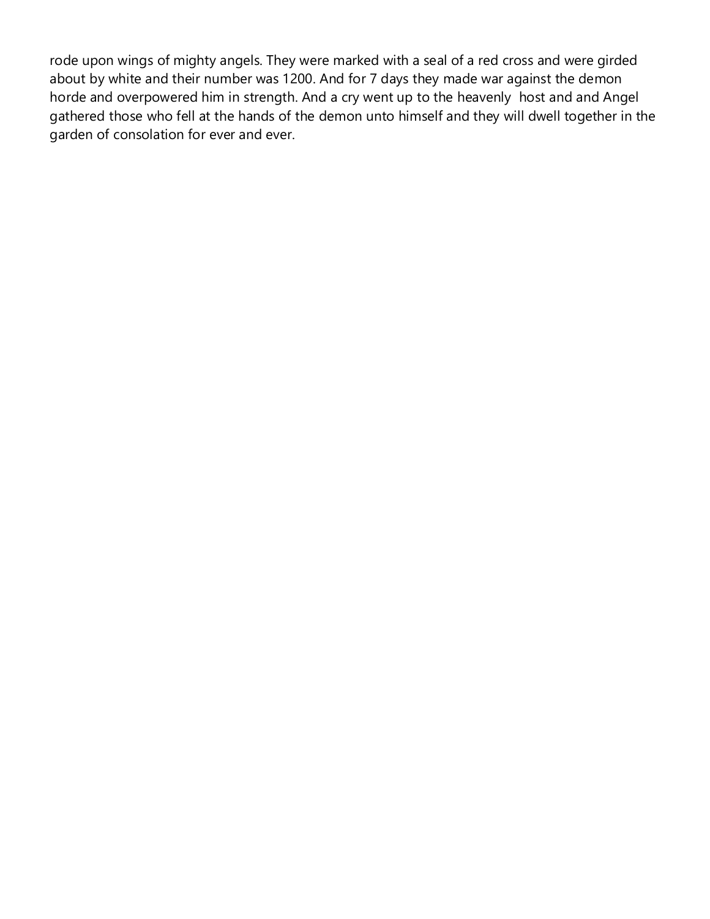rode upon wings of mighty angels. They were marked with a seal of a red cross and were girded about by white and their number was 1200. And for 7 days they made war against the demon horde and overpowered him in strength. And a cry went up to the heavenly  host and and Angel gathered those who fell at the hands of the demon unto himself and they will dwell together in the garden of consolation for ever and ever.